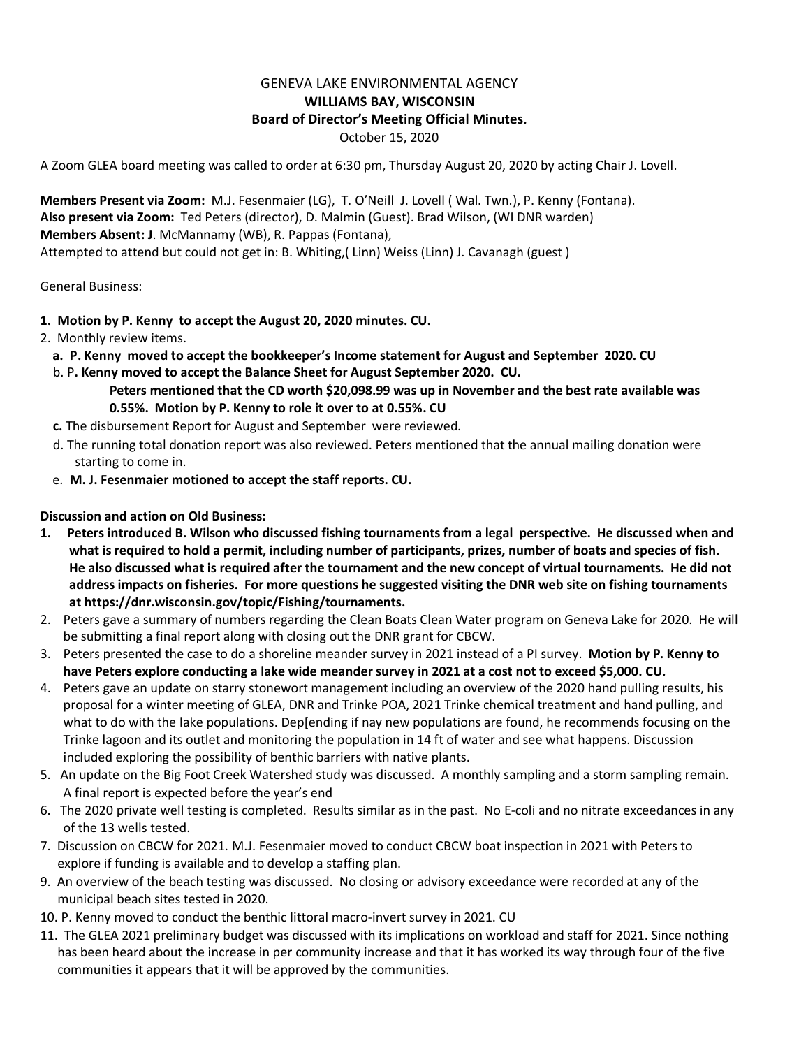# GENEVA LAKE ENVIRONMENTAL AGENCY

## WILLIAMS BAY, WISCONSIN

## Board of Director's Meeting Official Minutes.

October 15, 2020

A Zoom GLEA board meeting was called to order at 6:30 pm, Thursday August 20, 2020 by acting Chair J. Lovell.

**Members Present via Zoom:** M.J. Fesenmaier (LG), T. O'Neill J. Lovell ( Wal. Twn.), P. Kenny (Fontana).
**Also present via Zoom:** Ted Peters (director), D. Malmin (Guest). Brad Wilson, (WI DNR warden)
**Members Absent: J**. McMannamy (WB), R. Pappas (Fontana),
Attempted to attend but could not get in: B. Whiting,( Linn) Weiss (Linn) J. Cavanagh (guest )

General Business:

1. **Motion by P. Kenny to accept the August 20, 2020 minutes. CU.**
2. Monthly review items.
   a. **P. Kenny moved to accept the bookkeeper's Income statement for August and September 2020. CU**
   b. P**. Kenny moved to accept the Balance Sheet for August September 2020. CU.**
      **Peters mentioned that the CD worth $20,098.99 was up in November and the best rate available was 0.55%. Motion by P. Kenny to role it over to at 0.55%. CU**
   **c.** The disbursement Report for August and September were reviewed.
   d. The running total donation report was also reviewed. Peters mentioned that the annual mailing donation were starting to come in.
   e. **M. J. Fesenmaier motioned to accept the staff reports. CU.**

**Discussion and action on Old Business:**

1. **Peters introduced B. Wilson who discussed fishing tournaments from a legal perspective. He discussed when and what is required to hold a permit, including number of participants, prizes, number of boats and species of fish. He also discussed what is required after the tournament and the new concept of virtual tournaments. He did not address impacts on fisheries. For more questions he suggested visiting the DNR web site on fishing tournaments at https://dnr.wisconsin.gov/topic/Fishing/tournaments.**
2. Peters gave a summary of numbers regarding the Clean Boats Clean Water program on Geneva Lake for 2020. He will be submitting a final report along with closing out the DNR grant for CBCW.
3. Peters presented the case to do a shoreline meander survey in 2021 instead of a PI survey. **Motion by P. Kenny to have Peters explore conducting a lake wide meander survey in 2021 at a cost not to exceed $5,000. CU.**
4. Peters gave an update on starry stonewort management including an overview of the 2020 hand pulling results, his proposal for a winter meeting of GLEA, DNR and Trinke POA, 2021 Trinke chemical treatment and hand pulling, and what to do with the lake populations. Dep[ending if nay new populations are found, he recommends focusing on the Trinke lagoon and its outlet and monitoring the population in 14 ft of water and see what happens. Discussion included exploring the possibility of benthic barriers with native plants.
5. An update on the Big Foot Creek Watershed study was discussed. A monthly sampling and a storm sampling remain. A final report is expected before the year's end
6. The 2020 private well testing is completed. Results similar as in the past. No E-coli and no nitrate exceedances in any of the 13 wells tested.
7. Discussion on CBCW for 2021. M.J. Fesenmaier moved to conduct CBCW boat inspection in 2021 with Peters to explore if funding is available and to develop a staffing plan.
9. An overview of the beach testing was discussed. No closing or advisory exceedance were recorded at any of the municipal beach sites tested in 2020.
10. P. Kenny moved to conduct the benthic littoral macro-invert survey in 2021. CU
11. The GLEA 2021 preliminary budget was discussed with its implications on workload and staff for 2021. Since nothing has been heard about the increase in per community increase and that it has worked its way through four of the five communities it appears that it will be approved by the communities.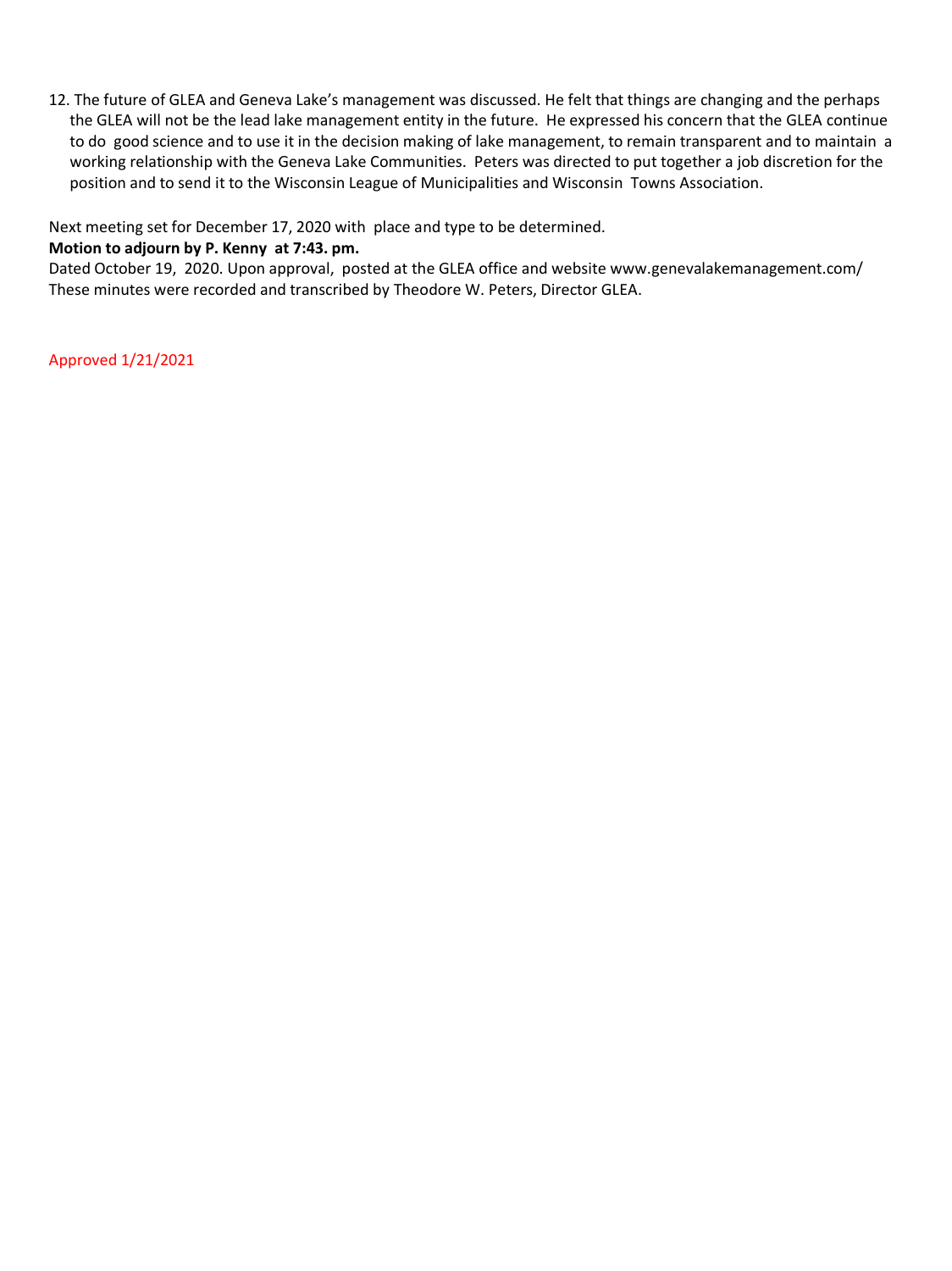12. The future of GLEA and Geneva Lake's management was discussed. He felt that things are changing and the perhaps the GLEA will not be the lead lake management entity in the future. He expressed his concern that the GLEA continue to do good science and to use it in the decision making of lake management, to remain transparent and to maintain a working relationship with the Geneva Lake Communities. Peters was directed to put together a job discretion for the position and to send it to the Wisconsin League of Municipalities and Wisconsin Towns Association.

Next meeting set for December 17, 2020 with place and type to be determined.

**Motion to adjourn by P. Kenny at 7:43. pm.**

Dated October 19, 2020. Upon approval, posted at the GLEA office and website www.genevalakemanagement.com/
These minutes were recorded and transcribed by Theodore W. Peters, Director GLEA.

Approved 1/21/2021